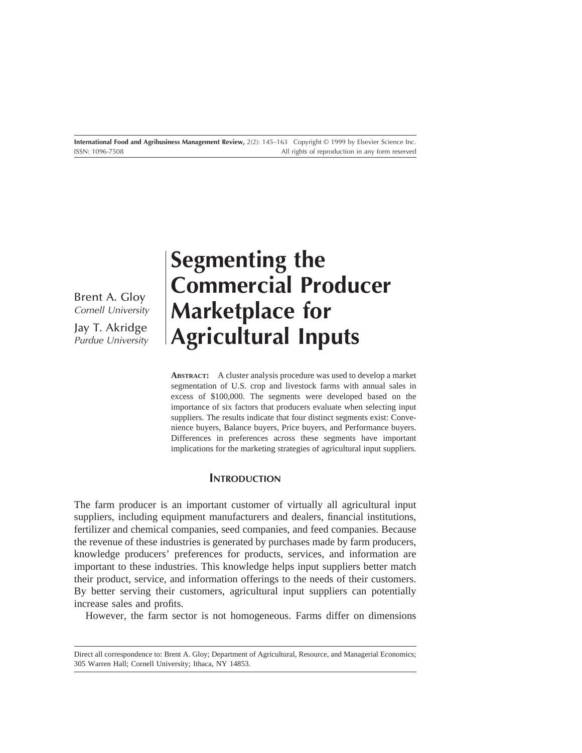# Segmenting the Commercial Producer Marketplace for Agricultural Inputs

Brent A. Gloy
*Cornell University*

Jay T. Akridge
*Purdue University*

**ABSTRACT:** A cluster analysis procedure was used to develop a market segmentation of U.S. crop and livestock farms with annual sales in excess of $100,000. The segments were developed based on the importance of six factors that producers evaluate when selecting input suppliers. The results indicate that four distinct segments exist: Convenience buyers, Balance buyers, Price buyers, and Performance buyers. Differences in preferences across these segments have important implications for the marketing strategies of agricultural input suppliers.

## INTRODUCTION

The farm producer is an important customer of virtually all agricultural input suppliers, including equipment manufacturers and dealers, financial institutions, fertilizer and chemical companies, seed companies, and feed companies. Because the revenue of these industries is generated by purchases made by farm producers, knowledge producers' preferences for products, services, and information are important to these industries. This knowledge helps input suppliers better match their product, service, and information offerings to the needs of their customers. By better serving their customers, agricultural input suppliers can potentially increase sales and profits.

However, the farm sector is not homogeneous. Farms differ on dimensions

Direct all correspondence to: Brent A. Gloy; Department of Agricultural, Resource, and Managerial Economics; 305 Warren Hall; Cornell University; Ithaca, NY 14853.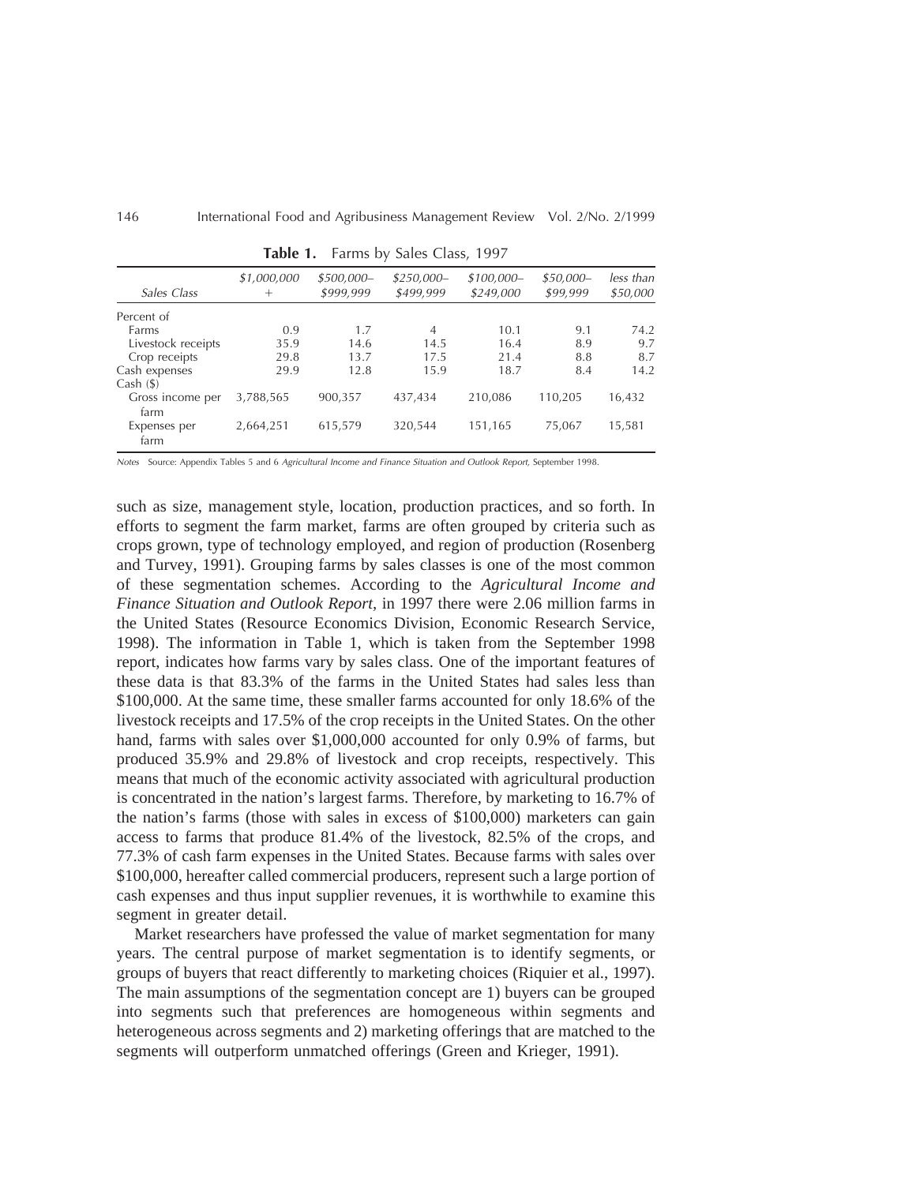**Table 1.** Farms by Sales Class, 1997

| Sales Class | \$1,000,000 + | \$500,000–\$999,999 | \$250,000–\$499,999 | \$100,000–\$249,000 | \$50,000–\$99,999 | less than \$50,000 |
|---|---|---|---|---|---|---|
| Percent of | | | | | | |
| Farms | 0.9 | 1.7 | 4 | 10.1 | 9.1 | 74.2 |
| Livestock receipts | 35.9 | 14.6 | 14.5 | 16.4 | 8.9 | 9.7 |
| Crop receipts | 29.8 | 13.7 | 17.5 | 21.4 | 8.8 | 8.7 |
| Cash expenses | 29.9 | 12.8 | 15.9 | 18.7 | 8.4 | 14.2 |
| Cash (\$) | | | | | | |
| Gross income per farm | 3,788,565 | 900,357 | 437,434 | 210,086 | 110,205 | 16,432 |
| Expenses per farm | 2,664,251 | 615,579 | 320,544 | 151,165 | 75,067 | 15,581 |

*Notes* Source: Appendix Tables 5 and 6 *Agricultural Income and Finance Situation and Outlook Report*, September 1998.

such as size, management style, location, production practices, and so forth. In efforts to segment the farm market, farms are often grouped by criteria such as crops grown, type of technology employed, and region of production (Rosenberg and Turvey, 1991). Grouping farms by sales classes is one of the most common of these segmentation schemes. According to the *Agricultural Income and Finance Situation and Outlook Report*, in 1997 there were 2.06 million farms in the United States (Resource Economics Division, Economic Research Service, 1998). The information in Table 1, which is taken from the September 1998 report, indicates how farms vary by sales class. One of the important features of these data is that 83.3% of the farms in the United States had sales less than \$100,000. At the same time, these smaller farms accounted for only 18.6% of the livestock receipts and 17.5% of the crop receipts in the United States. On the other hand, farms with sales over \$1,000,000 accounted for only 0.9% of farms, but produced 35.9% and 29.8% of livestock and crop receipts, respectively. This means that much of the economic activity associated with agricultural production is concentrated in the nation's largest farms. Therefore, by marketing to 16.7% of the nation's farms (those with sales in excess of \$100,000) marketers can gain access to farms that produce 81.4% of the livestock, 82.5% of the crops, and 77.3% of cash farm expenses in the United States. Because farms with sales over \$100,000, hereafter called commercial producers, represent such a large portion of cash expenses and thus input supplier revenues, it is worthwhile to examine this segment in greater detail.

Market researchers have professed the value of market segmentation for many years. The central purpose of market segmentation is to identify segments, or groups of buyers that react differently to marketing choices (Riquier et al., 1997). The main assumptions of the segmentation concept are 1) buyers can be grouped into segments such that preferences are homogeneous within segments and heterogeneous across segments and 2) marketing offerings that are matched to the segments will outperform unmatched offerings (Green and Krieger, 1991).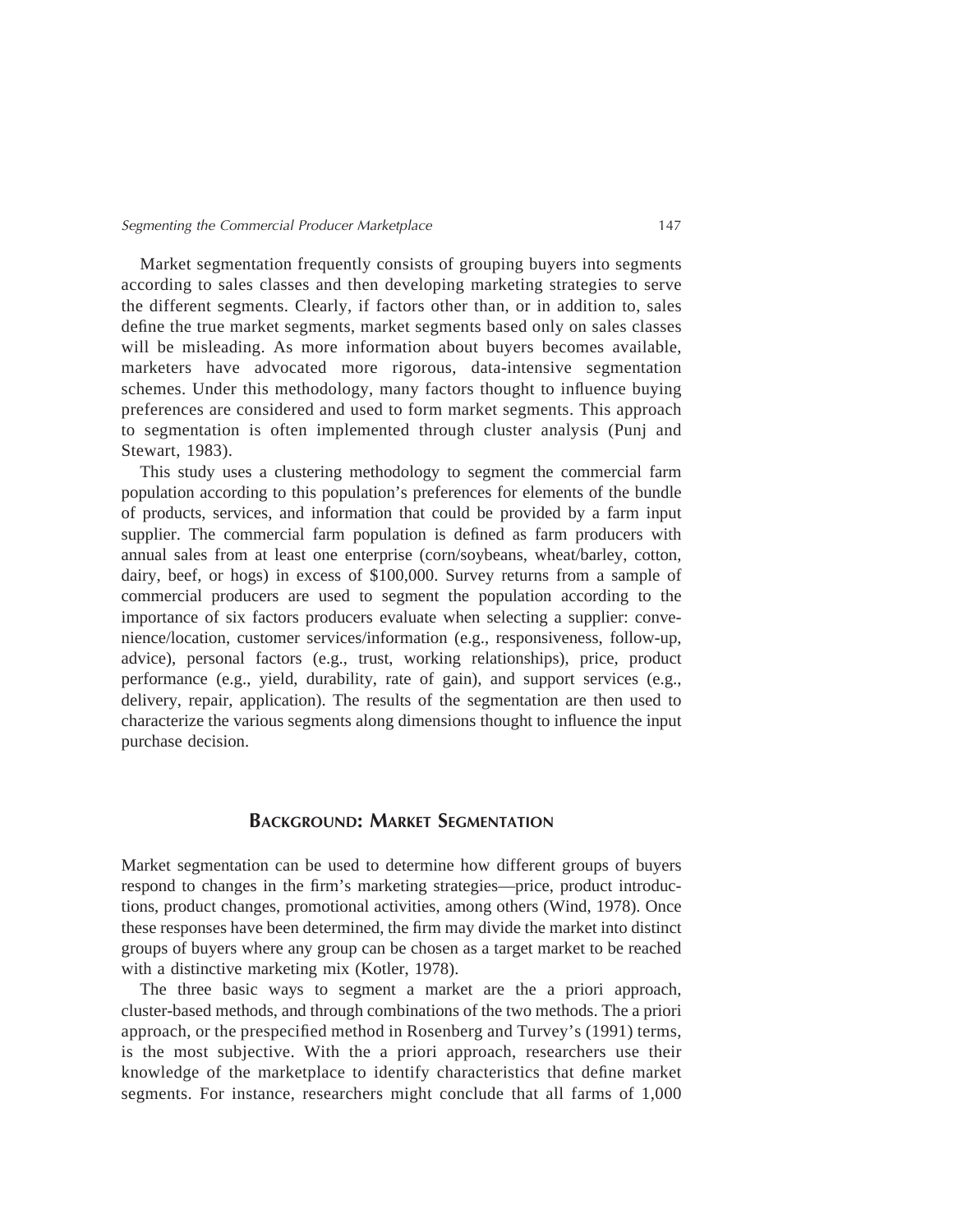Market segmentation frequently consists of grouping buyers into segments according to sales classes and then developing marketing strategies to serve the different segments. Clearly, if factors other than, or in addition to, sales define the true market segments, market segments based only on sales classes will be misleading. As more information about buyers becomes available, marketers have advocated more rigorous, data-intensive segmentation schemes. Under this methodology, many factors thought to influence buying preferences are considered and used to form market segments. This approach to segmentation is often implemented through cluster analysis (Punj and Stewart, 1983).

This study uses a clustering methodology to segment the commercial farm population according to this population's preferences for elements of the bundle of products, services, and information that could be provided by a farm input supplier. The commercial farm population is defined as farm producers with annual sales from at least one enterprise (corn/soybeans, wheat/barley, cotton, dairy, beef, or hogs) in excess of $100,000. Survey returns from a sample of commercial producers are used to segment the population according to the importance of six factors producers evaluate when selecting a supplier: convenience/location, customer services/information (e.g., responsiveness, follow-up, advice), personal factors (e.g., trust, working relationships), price, product performance (e.g., yield, durability, rate of gain), and support services (e.g., delivery, repair, application). The results of the segmentation are then used to characterize the various segments along dimensions thought to influence the input purchase decision.

## BACKGROUND: MARKET SEGMENTATION

Market segmentation can be used to determine how different groups of buyers respond to changes in the firm's marketing strategies—price, product introductions, product changes, promotional activities, among others (Wind, 1978). Once these responses have been determined, the firm may divide the market into distinct groups of buyers where any group can be chosen as a target market to be reached with a distinctive marketing mix (Kotler, 1978).

The three basic ways to segment a market are the a priori approach, cluster-based methods, and through combinations of the two methods. The a priori approach, or the prespecified method in Rosenberg and Turvey's (1991) terms, is the most subjective. With the a priori approach, researchers use their knowledge of the marketplace to identify characteristics that define market segments. For instance, researchers might conclude that all farms of 1,000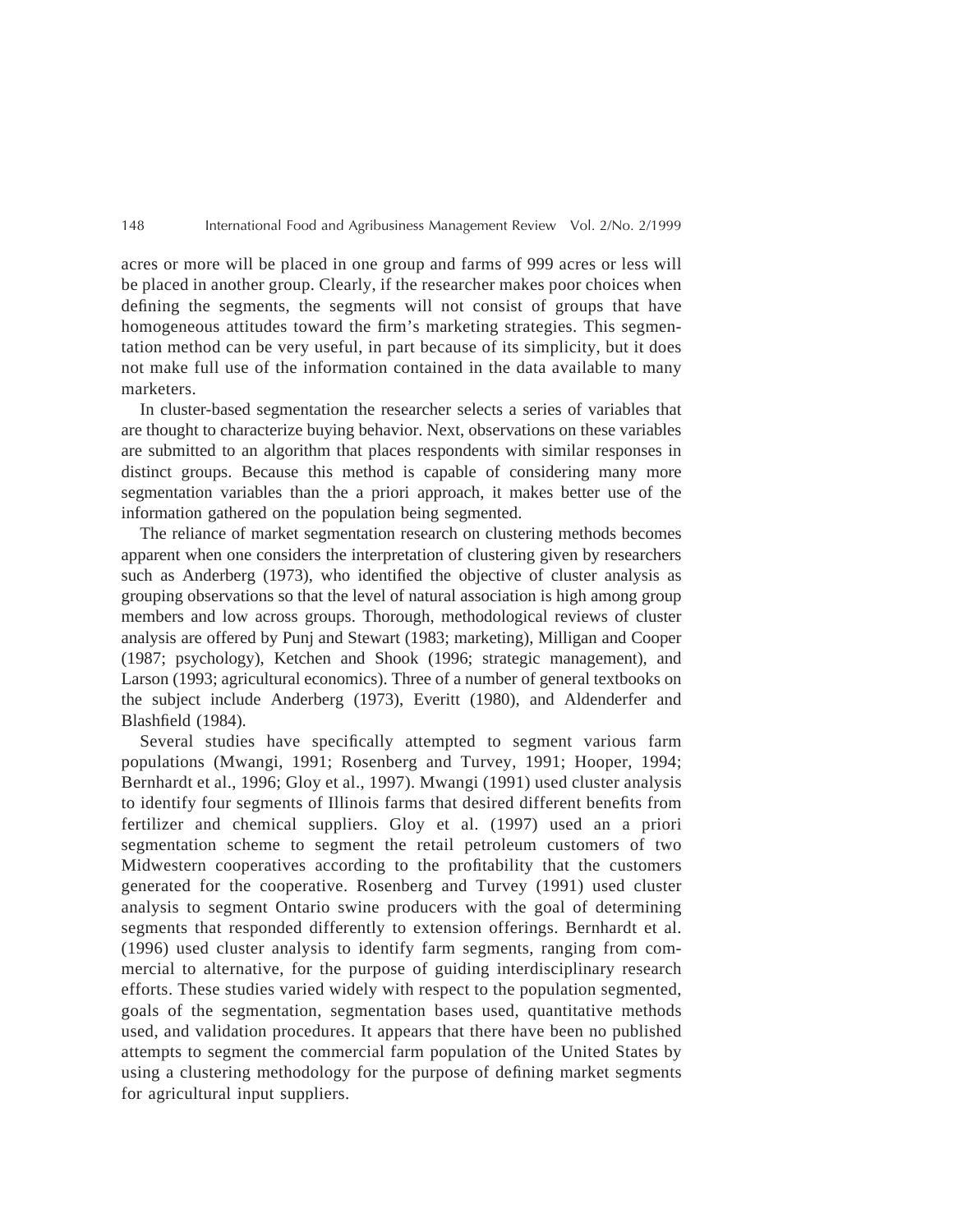acres or more will be placed in one group and farms of 999 acres or less will be placed in another group. Clearly, if the researcher makes poor choices when defining the segments, the segments will not consist of groups that have homogeneous attitudes toward the firm's marketing strategies. This segmentation method can be very useful, in part because of its simplicity, but it does not make full use of the information contained in the data available to many marketers.

In cluster-based segmentation the researcher selects a series of variables that are thought to characterize buying behavior. Next, observations on these variables are submitted to an algorithm that places respondents with similar responses in distinct groups. Because this method is capable of considering many more segmentation variables than the a priori approach, it makes better use of the information gathered on the population being segmented.

The reliance of market segmentation research on clustering methods becomes apparent when one considers the interpretation of clustering given by researchers such as Anderberg (1973), who identified the objective of cluster analysis as grouping observations so that the level of natural association is high among group members and low across groups. Thorough, methodological reviews of cluster analysis are offered by Punj and Stewart (1983; marketing), Milligan and Cooper (1987; psychology), Ketchen and Shook (1996; strategic management), and Larson (1993; agricultural economics). Three of a number of general textbooks on the subject include Anderberg (1973), Everitt (1980), and Aldenderfer and Blashfield (1984).

Several studies have specifically attempted to segment various farm populations (Mwangi, 1991; Rosenberg and Turvey, 1991; Hooper, 1994; Bernhardt et al., 1996; Gloy et al., 1997). Mwangi (1991) used cluster analysis to identify four segments of Illinois farms that desired different benefits from fertilizer and chemical suppliers. Gloy et al. (1997) used an a priori segmentation scheme to segment the retail petroleum customers of two Midwestern cooperatives according to the profitability that the customers generated for the cooperative. Rosenberg and Turvey (1991) used cluster analysis to segment Ontario swine producers with the goal of determining segments that responded differently to extension offerings. Bernhardt et al. (1996) used cluster analysis to identify farm segments, ranging from commercial to alternative, for the purpose of guiding interdisciplinary research efforts. These studies varied widely with respect to the population segmented, goals of the segmentation, segmentation bases used, quantitative methods used, and validation procedures. It appears that there have been no published attempts to segment the commercial farm population of the United States by using a clustering methodology for the purpose of defining market segments for agricultural input suppliers.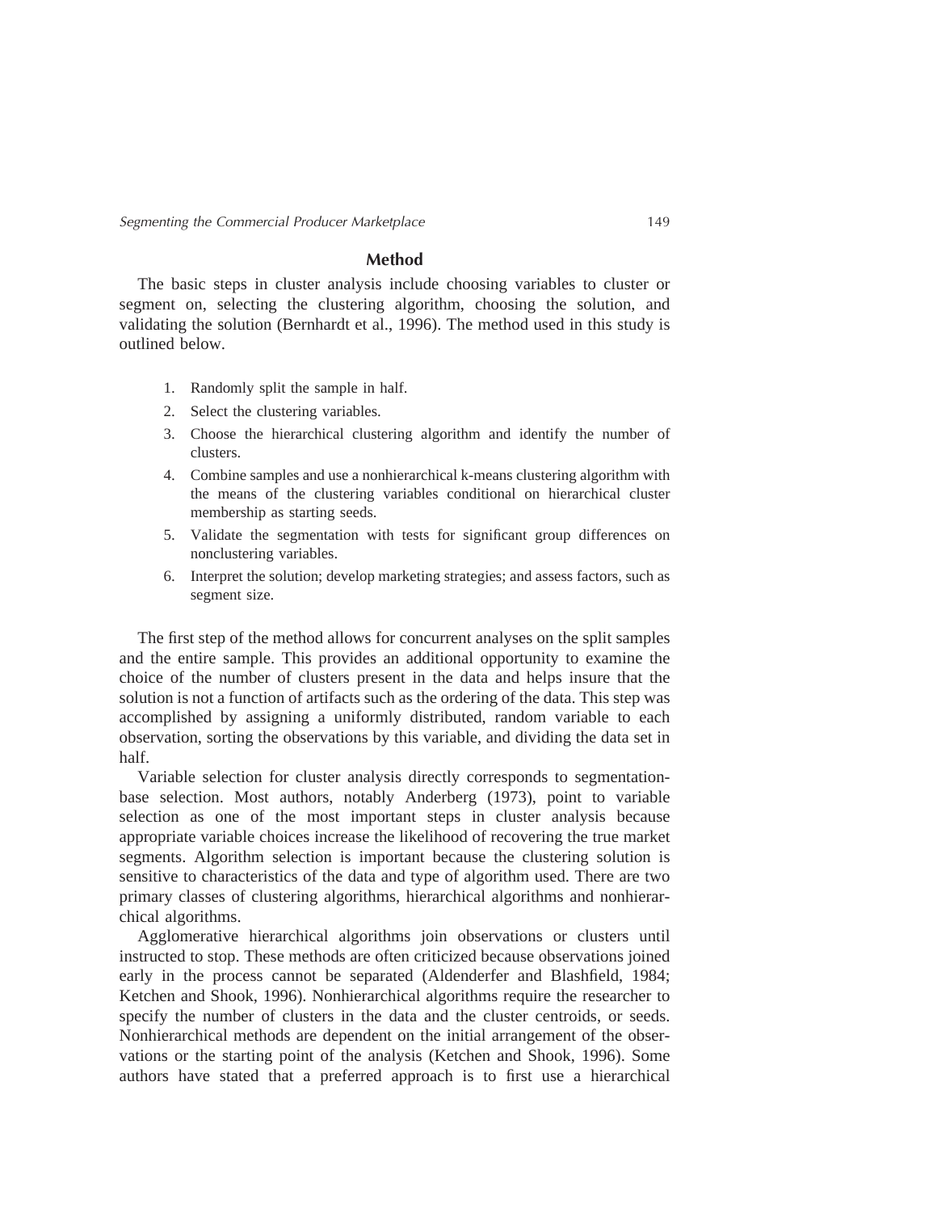## Method

The basic steps in cluster analysis include choosing variables to cluster or segment on, selecting the clustering algorithm, choosing the solution, and validating the solution (Bernhardt et al., 1996). The method used in this study is outlined below.

1. Randomly split the sample in half.
2. Select the clustering variables.
3. Choose the hierarchical clustering algorithm and identify the number of clusters.
4. Combine samples and use a nonhierarchical k-means clustering algorithm with the means of the clustering variables conditional on hierarchical cluster membership as starting seeds.
5. Validate the segmentation with tests for significant group differences on nonclustering variables.
6. Interpret the solution; develop marketing strategies; and assess factors, such as segment size.

The first step of the method allows for concurrent analyses on the split samples and the entire sample. This provides an additional opportunity to examine the choice of the number of clusters present in the data and helps insure that the solution is not a function of artifacts such as the ordering of the data. This step was accomplished by assigning a uniformly distributed, random variable to each observation, sorting the observations by this variable, and dividing the data set in half.

Variable selection for cluster analysis directly corresponds to segmentation-base selection. Most authors, notably Anderberg (1973), point to variable selection as one of the most important steps in cluster analysis because appropriate variable choices increase the likelihood of recovering the true market segments. Algorithm selection is important because the clustering solution is sensitive to characteristics of the data and type of algorithm used. There are two primary classes of clustering algorithms, hierarchical algorithms and nonhierarchical algorithms.

Agglomerative hierarchical algorithms join observations or clusters until instructed to stop. These methods are often criticized because observations joined early in the process cannot be separated (Aldenderfer and Blashfield, 1984; Ketchen and Shook, 1996). Nonhierarchical algorithms require the researcher to specify the number of clusters in the data and the cluster centroids, or seeds. Nonhierarchical methods are dependent on the initial arrangement of the observations or the starting point of the analysis (Ketchen and Shook, 1996). Some authors have stated that a preferred approach is to first use a hierarchical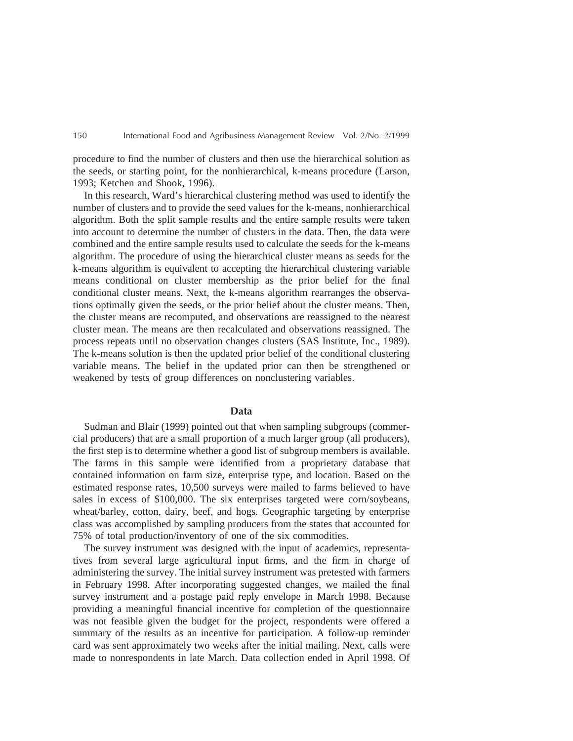procedure to find the number of clusters and then use the hierarchical solution as the seeds, or starting point, for the nonhierarchical, k-means procedure (Larson, 1993; Ketchen and Shook, 1996).

In this research, Ward's hierarchical clustering method was used to identify the number of clusters and to provide the seed values for the k-means, nonhierarchical algorithm. Both the split sample results and the entire sample results were taken into account to determine the number of clusters in the data. Then, the data were combined and the entire sample results used to calculate the seeds for the k-means algorithm. The procedure of using the hierarchical cluster means as seeds for the k-means algorithm is equivalent to accepting the hierarchical clustering variable means conditional on cluster membership as the prior belief for the final conditional cluster means. Next, the k-means algorithm rearranges the observations optimally given the seeds, or the prior belief about the cluster means. Then, the cluster means are recomputed, and observations are reassigned to the nearest cluster mean. The means are then recalculated and observations reassigned. The process repeats until no observation changes clusters (SAS Institute, Inc., 1989). The k-means solution is then the updated prior belief of the conditional clustering variable means. The belief in the updated prior can then be strengthened or weakened by tests of group differences on nonclustering variables.

## Data

Sudman and Blair (1999) pointed out that when sampling subgroups (commercial producers) that are a small proportion of a much larger group (all producers), the first step is to determine whether a good list of subgroup members is available. The farms in this sample were identified from a proprietary database that contained information on farm size, enterprise type, and location. Based on the estimated response rates, 10,500 surveys were mailed to farms believed to have sales in excess of $100,000. The six enterprises targeted were corn/soybeans, wheat/barley, cotton, dairy, beef, and hogs. Geographic targeting by enterprise class was accomplished by sampling producers from the states that accounted for 75% of total production/inventory of one of the six commodities.

The survey instrument was designed with the input of academics, representatives from several large agricultural input firms, and the firm in charge of administering the survey. The initial survey instrument was pretested with farmers in February 1998. After incorporating suggested changes, we mailed the final survey instrument and a postage paid reply envelope in March 1998. Because providing a meaningful financial incentive for completion of the questionnaire was not feasible given the budget for the project, respondents were offered a summary of the results as an incentive for participation. A follow-up reminder card was sent approximately two weeks after the initial mailing. Next, calls were made to nonrespondents in late March. Data collection ended in April 1998. Of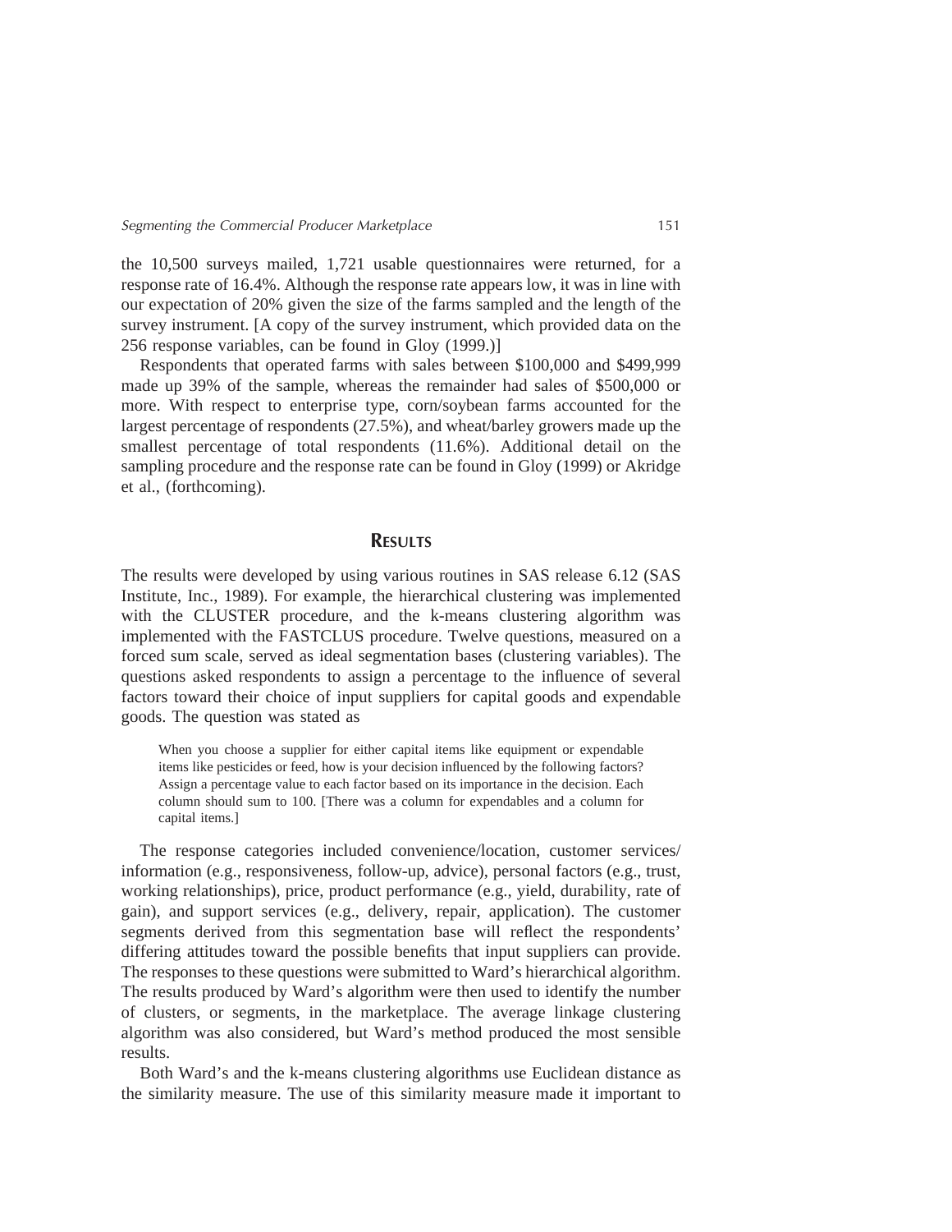the 10,500 surveys mailed, 1,721 usable questionnaires were returned, for a response rate of 16.4%. Although the response rate appears low, it was in line with our expectation of 20% given the size of the farms sampled and the length of the survey instrument. [A copy of the survey instrument, which provided data on the 256 response variables, can be found in Gloy (1999.)]

Respondents that operated farms with sales between $100,000 and $499,999 made up 39% of the sample, whereas the remainder had sales of $500,000 or more. With respect to enterprise type, corn/soybean farms accounted for the largest percentage of respondents (27.5%), and wheat/barley growers made up the smallest percentage of total respondents (11.6%). Additional detail on the sampling procedure and the response rate can be found in Gloy (1999) or Akridge et al., (forthcoming).

## RESULTS

The results were developed by using various routines in SAS release 6.12 (SAS Institute, Inc., 1989). For example, the hierarchical clustering was implemented with the CLUSTER procedure, and the k-means clustering algorithm was implemented with the FASTCLUS procedure. Twelve questions, measured on a forced sum scale, served as ideal segmentation bases (clustering variables). The questions asked respondents to assign a percentage to the influence of several factors toward their choice of input suppliers for capital goods and expendable goods. The question was stated as

> When you choose a supplier for either capital items like equipment or expendable items like pesticides or feed, how is your decision influenced by the following factors? Assign a percentage value to each factor based on its importance in the decision. Each column should sum to 100. [There was a column for expendables and a column for capital items.]

The response categories included convenience/location, customer services/information (e.g., responsiveness, follow-up, advice), personal factors (e.g., trust, working relationships), price, product performance (e.g., yield, durability, rate of gain), and support services (e.g., delivery, repair, application). The customer segments derived from this segmentation base will reflect the respondents' differing attitudes toward the possible benefits that input suppliers can provide. The responses to these questions were submitted to Ward's hierarchical algorithm. The results produced by Ward's algorithm were then used to identify the number of clusters, or segments, in the marketplace. The average linkage clustering algorithm was also considered, but Ward's method produced the most sensible results.

Both Ward's and the k-means clustering algorithms use Euclidean distance as the similarity measure. The use of this similarity measure made it important to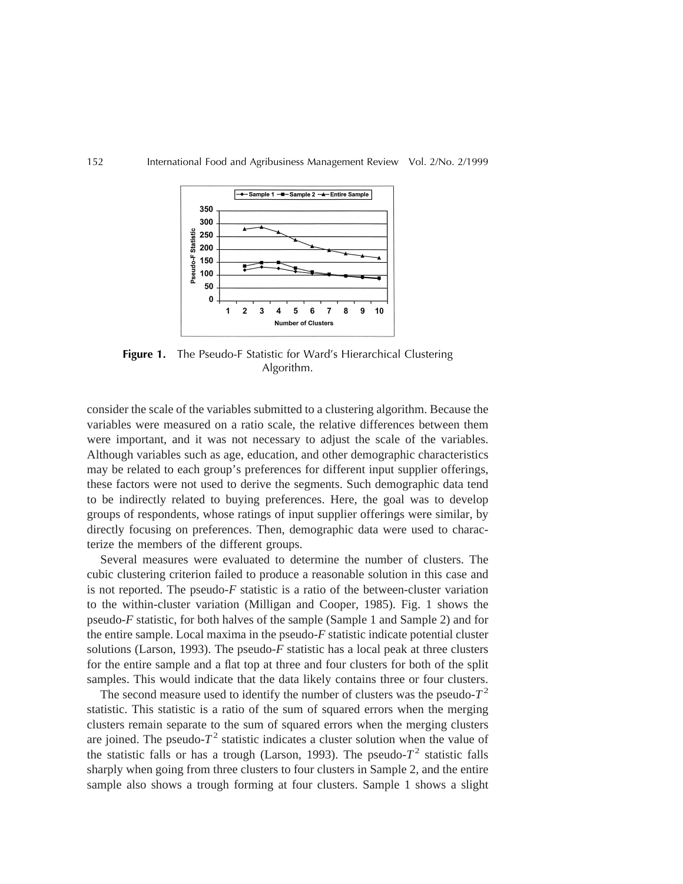**Figure 1.** The Pseudo-F Statistic for Ward's Hierarchical Clustering Algorithm.

consider the scale of the variables submitted to a clustering algorithm. Because the variables were measured on a ratio scale, the relative differences between them were important, and it was not necessary to adjust the scale of the variables. Although variables such as age, education, and other demographic characteristics may be related to each group's preferences for different input supplier offerings, these factors were not used to derive the segments. Such demographic data tend to be indirectly related to buying preferences. Here, the goal was to develop groups of respondents, whose ratings of input supplier offerings were similar, by directly focusing on preferences. Then, demographic data were used to characterize the members of the different groups.

Several measures were evaluated to determine the number of clusters. The cubic clustering criterion failed to produce a reasonable solution in this case and is not reported. The pseudo-*F* statistic is a ratio of the between-cluster variation to the within-cluster variation (Milligan and Cooper, 1985). Fig. 1 shows the pseudo-*F* statistic, for both halves of the sample (Sample 1 and Sample 2) and for the entire sample. Local maxima in the pseudo-*F* statistic indicate potential cluster solutions (Larson, 1993). The pseudo-*F* statistic has a local peak at three clusters for the entire sample and a flat top at three and four clusters for both of the split samples. This would indicate that the data likely contains three or four clusters.

The second measure used to identify the number of clusters was the pseudo-$T^2$ statistic. This statistic is a ratio of the sum of squared errors when the merging clusters remain separate to the sum of squared errors when the merging clusters are joined. The pseudo-$T^2$ statistic indicates a cluster solution when the value of the statistic falls or has a trough (Larson, 1993). The pseudo-$T^2$ statistic falls sharply when going from three clusters to four clusters in Sample 2, and the entire sample also shows a trough forming at four clusters. Sample 1 shows a slight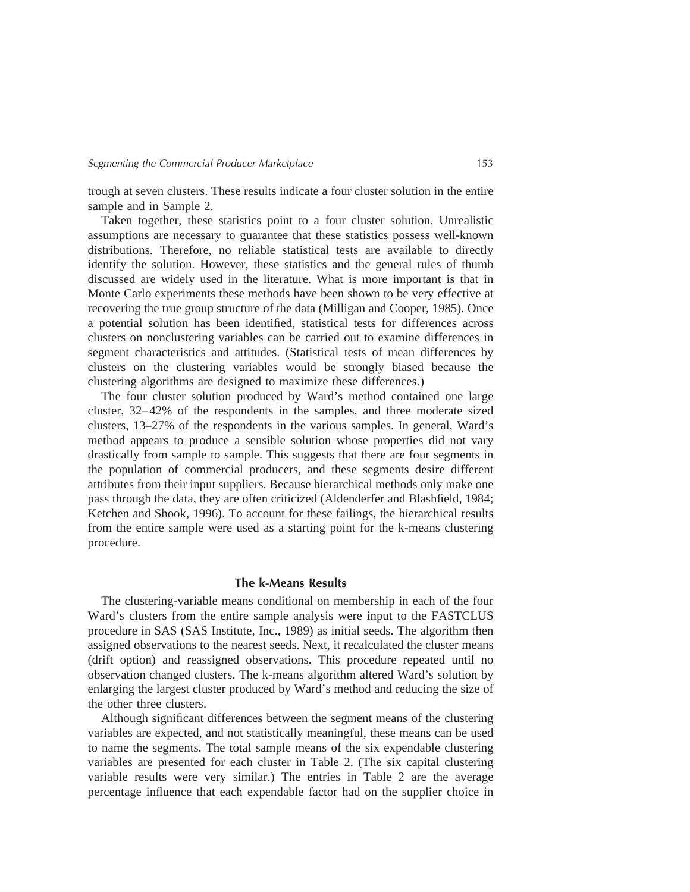trough at seven clusters. These results indicate a four cluster solution in the entire sample and in Sample 2.

Taken together, these statistics point to a four cluster solution. Unrealistic assumptions are necessary to guarantee that these statistics possess well-known distributions. Therefore, no reliable statistical tests are available to directly identify the solution. However, these statistics and the general rules of thumb discussed are widely used in the literature. What is more important is that in Monte Carlo experiments these methods have been shown to be very effective at recovering the true group structure of the data (Milligan and Cooper, 1985). Once a potential solution has been identified, statistical tests for differences across clusters on nonclustering variables can be carried out to examine differences in segment characteristics and attitudes. (Statistical tests of mean differences by clusters on the clustering variables would be strongly biased because the clustering algorithms are designed to maximize these differences.)

The four cluster solution produced by Ward's method contained one large cluster, 32–42% of the respondents in the samples, and three moderate sized clusters, 13–27% of the respondents in the various samples. In general, Ward's method appears to produce a sensible solution whose properties did not vary drastically from sample to sample. This suggests that there are four segments in the population of commercial producers, and these segments desire different attributes from their input suppliers. Because hierarchical methods only make one pass through the data, they are often criticized (Aldenderfer and Blashfield, 1984; Ketchen and Shook, 1996). To account for these failings, the hierarchical results from the entire sample were used as a starting point for the k-means clustering procedure.

## The k-Means Results

The clustering-variable means conditional on membership in each of the four Ward's clusters from the entire sample analysis were input to the FASTCLUS procedure in SAS (SAS Institute, Inc., 1989) as initial seeds. The algorithm then assigned observations to the nearest seeds. Next, it recalculated the cluster means (drift option) and reassigned observations. This procedure repeated until no observation changed clusters. The k-means algorithm altered Ward's solution by enlarging the largest cluster produced by Ward's method and reducing the size of the other three clusters.

Although significant differences between the segment means of the clustering variables are expected, and not statistically meaningful, these means can be used to name the segments. The total sample means of the six expendable clustering variables are presented for each cluster in Table 2. (The six capital clustering variable results were very similar.) The entries in Table 2 are the average percentage influence that each expendable factor had on the supplier choice in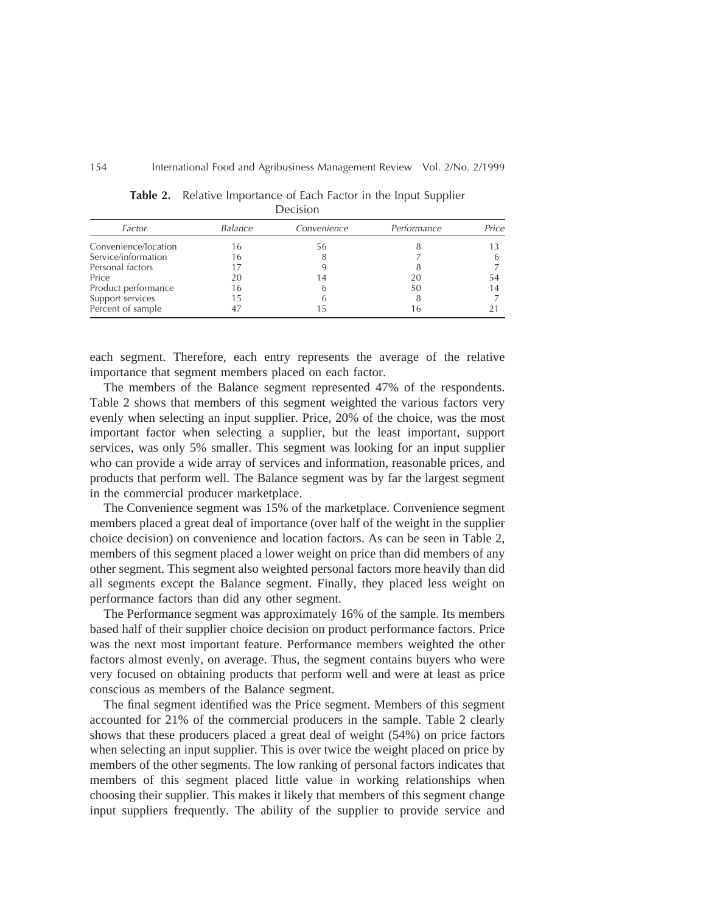**Table 2.** Relative Importance of Each Factor in the Input Supplier Decision

| *Factor* | *Balance* | *Convenience* | *Performance* | *Price* |
|---|---|---|---|---|
| Convenience/location | 16 | 56 | 8 | 13 |
| Service/information | 16 | 8 | 7 | 6 |
| Personal factors | 17 | 9 | 8 | 7 |
| Price | 20 | 14 | 20 | 54 |
| Product performance | 16 | 6 | 50 | 14 |
| Support services | 15 | 6 | 8 | 7 |
| Percent of sample | 47 | 15 | 16 | 21 |

each segment. Therefore, each entry represents the average of the relative importance that segment members placed on each factor.

The members of the Balance segment represented 47% of the respondents. Table 2 shows that members of this segment weighted the various factors very evenly when selecting an input supplier. Price, 20% of the choice, was the most important factor when selecting a supplier, but the least important, support services, was only 5% smaller. This segment was looking for an input supplier who can provide a wide array of services and information, reasonable prices, and products that perform well. The Balance segment was by far the largest segment in the commercial producer marketplace.

The Convenience segment was 15% of the marketplace. Convenience segment members placed a great deal of importance (over half of the weight in the supplier choice decision) on convenience and location factors. As can be seen in Table 2, members of this segment placed a lower weight on price than did members of any other segment. This segment also weighted personal factors more heavily than did all segments except the Balance segment. Finally, they placed less weight on performance factors than did any other segment.

The Performance segment was approximately 16% of the sample. Its members based half of their supplier choice decision on product performance factors. Price was the next most important feature. Performance members weighted the other factors almost evenly, on average. Thus, the segment contains buyers who were very focused on obtaining products that perform well and were at least as price conscious as members of the Balance segment.

The final segment identified was the Price segment. Members of this segment accounted for 21% of the commercial producers in the sample. Table 2 clearly shows that these producers placed a great deal of weight (54%) on price factors when selecting an input supplier. This is over twice the weight placed on price by members of the other segments. The low ranking of personal factors indicates that members of this segment placed little value in working relationships when choosing their supplier. This makes it likely that members of this segment change input suppliers frequently. The ability of the supplier to provide service and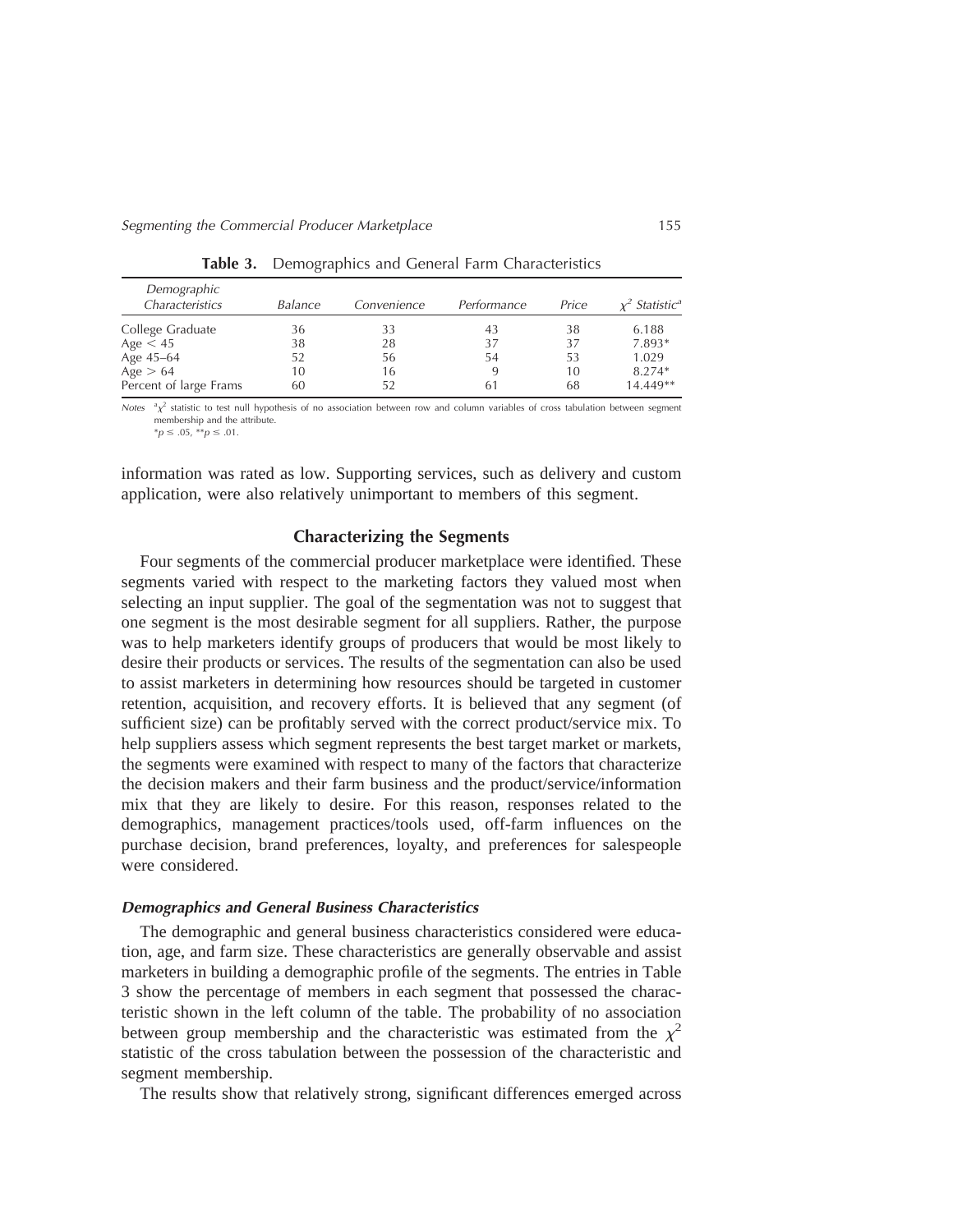**Table 3.** Demographics and General Farm Characteristics

| Demographic Characteristics | Balance | Convenience | Performance | Price | $\chi^2$ Statistic[a] |
|---|---|---|---|---|---|
| College Graduate | 36 | 33 | 43 | 38 | 6.188 |
| Age $< 45$ | 38 | 28 | 37 | 37 | 7.893* |
| Age 45–64 | 52 | 56 | 54 | 53 | 1.029 |
| Age $> 64$ | 10 | 16 | 9 | 10 | 8.274* |
| Percent of large Frams | 60 | 52 | 61 | 68 | 14.449** |

*Notes* [a]$\chi^2$ statistic to test null hypothesis of no association between row and column variables of cross tabulation between segment membership and the attribute.
*$p \leq .05$, **$p \leq .01$.

information was rated as low. Supporting services, such as delivery and custom application, were also relatively unimportant to members of this segment.

## Characterizing the Segments

Four segments of the commercial producer marketplace were identified. These segments varied with respect to the marketing factors they valued most when selecting an input supplier. The goal of the segmentation was not to suggest that one segment is the most desirable segment for all suppliers. Rather, the purpose was to help marketers identify groups of producers that would be most likely to desire their products or services. The results of the segmentation can also be used to assist marketers in determining how resources should be targeted in customer retention, acquisition, and recovery efforts. It is believed that any segment (of sufficient size) can be profitably served with the correct product/service mix. To help suppliers assess which segment represents the best target market or markets, the segments were examined with respect to many of the factors that characterize the decision makers and their farm business and the product/service/information mix that they are likely to desire. For this reason, responses related to the demographics, management practices/tools used, off-farm influences on the purchase decision, brand preferences, loyalty, and preferences for salespeople were considered.

### *Demographics and General Business Characteristics*

The demographic and general business characteristics considered were education, age, and farm size. These characteristics are generally observable and assist marketers in building a demographic profile of the segments. The entries in Table 3 show the percentage of members in each segment that possessed the characteristic shown in the left column of the table. The probability of no association between group membership and the characteristic was estimated from the $\chi^2$ statistic of the cross tabulation between the possession of the characteristic and segment membership.

The results show that relatively strong, significant differences emerged across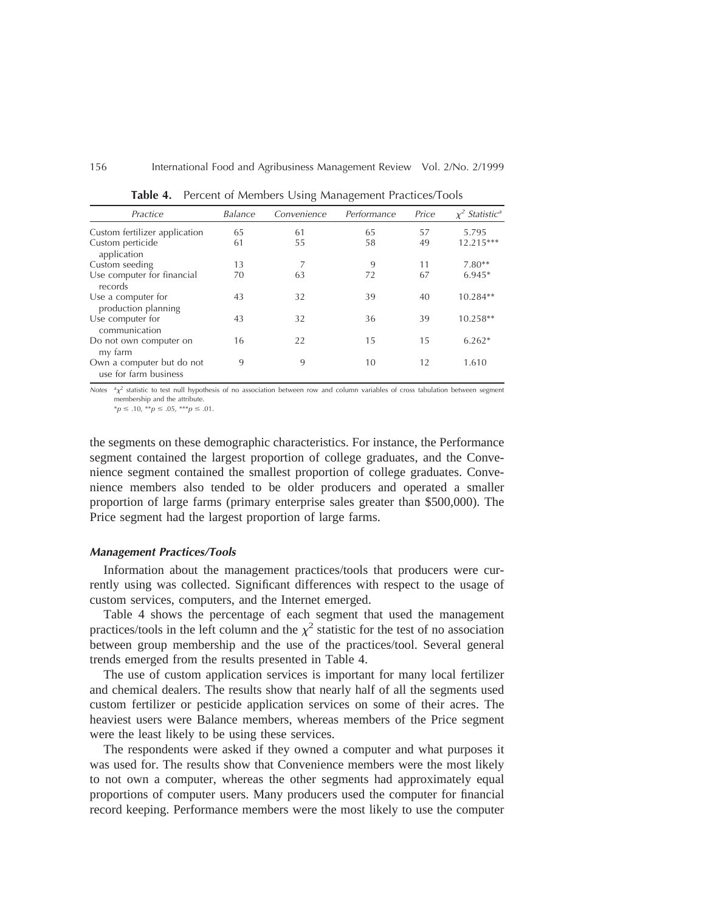**Table 4.** Percent of Members Using Management Practices/Tools

| Practice | Balance | Convenience | Performance | Price | $\chi^2$ Statistic[a] |
|---|---|---|---|---|---|
| Custom fertilizer application | 65 | 61 | 65 | 57 | 5.795 |
| Custom perticide application | 61 | 55 | 58 | 49 | 12.215*** |
| Custom seeding | 13 | 7 | 9 | 11 | 7.80** |
| Use computer for financial records | 70 | 63 | 72 | 67 | 6.945* |
| Use a computer for production planning | 43 | 32 | 39 | 40 | 10.284** |
| Use computer for communication | 43 | 32 | 36 | 39 | 10.258** |
| Do not own computer on my farm | 16 | 22 | 15 | 15 | 6.262* |
| Own a computer but do not use for farm business | 9 | 9 | 10 | 12 | 1.610 |

*Notes* [a]$\chi^2$ statistic to test null hypothesis of no association between row and column variables of cross tabulation between segment membership and the attribute.
*$p \leq .10$, **$p \leq .05$, ***$p \leq .01$.

the segments on these demographic characteristics. For instance, the Performance segment contained the largest proportion of college graduates, and the Convenience segment contained the smallest proportion of college graduates. Convenience members also tended to be older producers and operated a smaller proportion of large farms (primary enterprise sales greater than $500,000). The Price segment had the largest proportion of large farms.

### *Management Practices/Tools*

Information about the management practices/tools that producers were currently using was collected. Significant differences with respect to the usage of custom services, computers, and the Internet emerged.

Table 4 shows the percentage of each segment that used the management practices/tools in the left column and the $\chi^2$ statistic for the test of no association between group membership and the use of the practices/tool. Several general trends emerged from the results presented in Table 4.

The use of custom application services is important for many local fertilizer and chemical dealers. The results show that nearly half of all the segments used custom fertilizer or pesticide application services on some of their acres. The heaviest users were Balance members, whereas members of the Price segment were the least likely to be using these services.

The respondents were asked if they owned a computer and what purposes it was used for. The results show that Convenience members were the most likely to not own a computer, whereas the other segments had approximately equal proportions of computer users. Many producers used the computer for financial record keeping. Performance members were the most likely to use the computer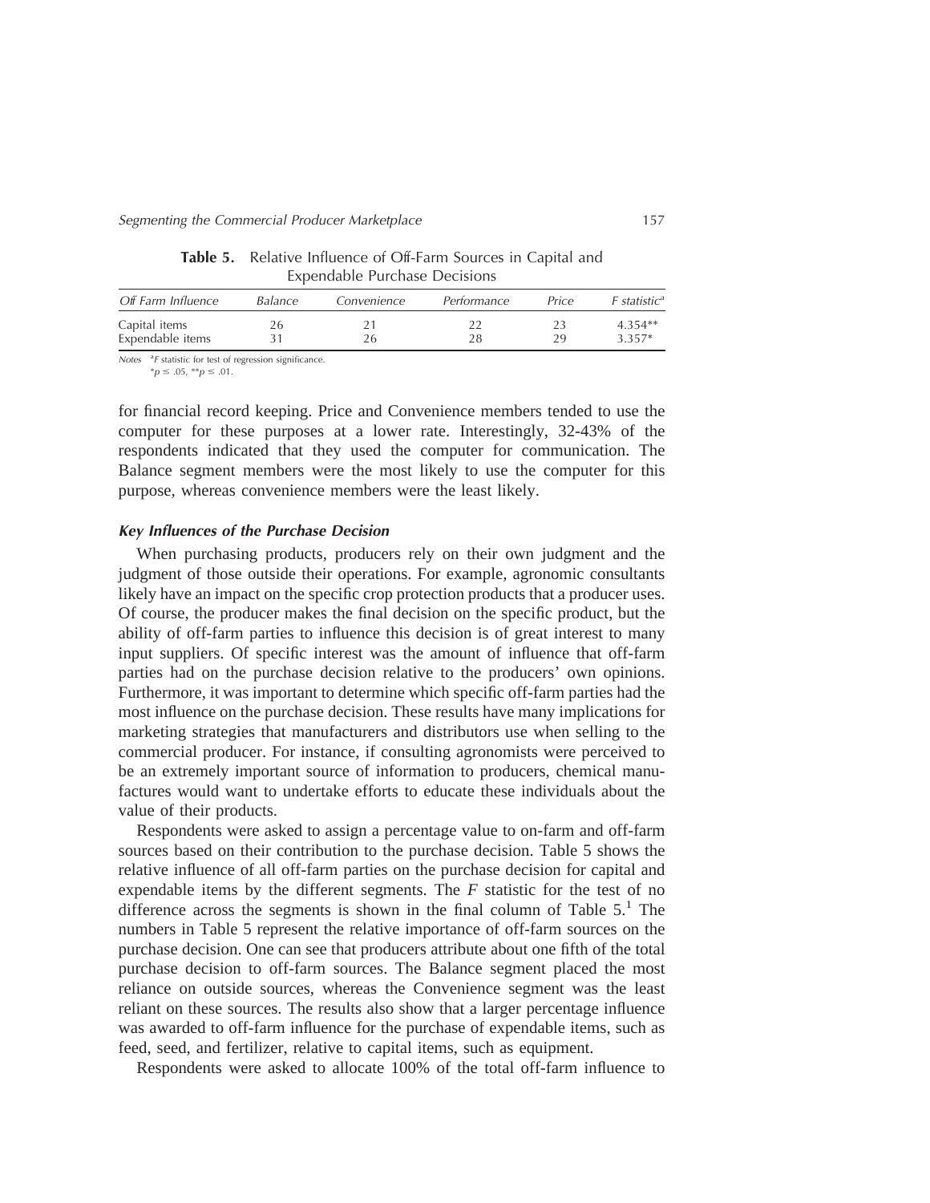**Table 5.** Relative Influence of Off-Farm Sources in Capital and Expendable Purchase Decisions

| *Off Farm Influence* | *Balance* | *Convenience* | *Performance* | *Price* | *F statistic*[a] |
|---|---|---|---|---|---|
| Capital items | 26 | 21 | 22 | 23 | 4.354** |
| Expendable items | 31 | 26 | 28 | 29 | 3.357* |

*Notes* [a] *F* statistic for test of regression significance.
*$p \leq .05$, **$p \leq .01$.

for financial record keeping. Price and Convenience members tended to use the computer for these purposes at a lower rate. Interestingly, 32-43% of the respondents indicated that they used the computer for communication. The Balance segment members were the most likely to use the computer for this purpose, whereas convenience members were the least likely.

### *Key Influences of the Purchase Decision*

When purchasing products, producers rely on their own judgment and the judgment of those outside their operations. For example, agronomic consultants likely have an impact on the specific crop protection products that a producer uses. Of course, the producer makes the final decision on the specific product, but the ability of off-farm parties to influence this decision is of great interest to many input suppliers. Of specific interest was the amount of influence that off-farm parties had on the purchase decision relative to the producers' own opinions. Furthermore, it was important to determine which specific off-farm parties had the most influence on the purchase decision. These results have many implications for marketing strategies that manufacturers and distributors use when selling to the commercial producer. For instance, if consulting agronomists were perceived to be an extremely important source of information to producers, chemical manufactures would want to undertake efforts to educate these individuals about the value of their products.

Respondents were asked to assign a percentage value to on-farm and off-farm sources based on their contribution to the purchase decision. Table 5 shows the relative influence of all off-farm parties on the purchase decision for capital and expendable items by the different segments. The *F* statistic for the test of no difference across the segments is shown in the final column of Table 5.[1] The numbers in Table 5 represent the relative importance of off-farm sources on the purchase decision. One can see that producers attribute about one fifth of the total purchase decision to off-farm sources. The Balance segment placed the most reliance on outside sources, whereas the Convenience segment was the least reliant on these sources. The results also show that a larger percentage influence was awarded to off-farm influence for the purchase of expendable items, such as feed, seed, and fertilizer, relative to capital items, such as equipment.

Respondents were asked to allocate 100% of the total off-farm influence to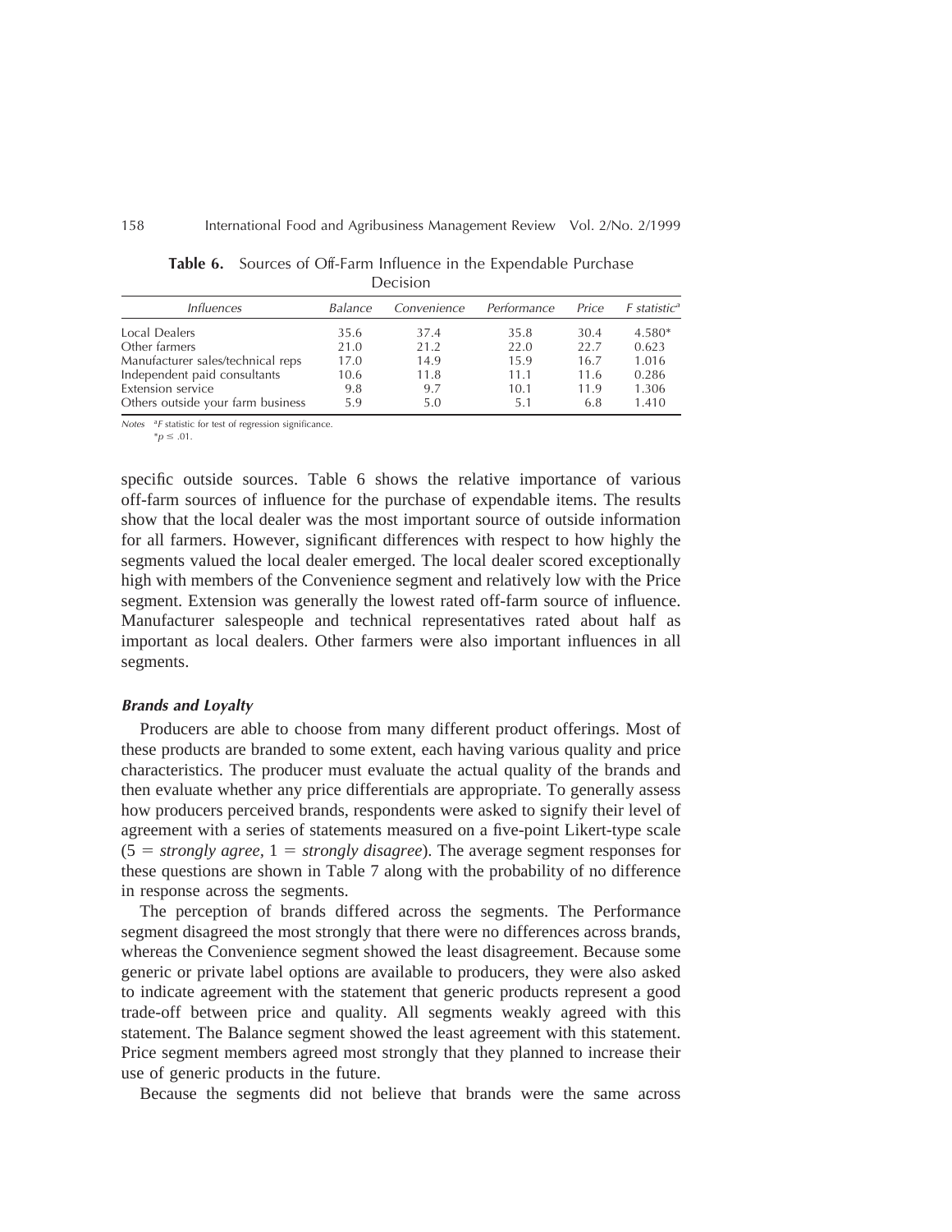**Table 6.** Sources of Off-Farm Influence in the Expendable Purchase Decision

| *Influences* | *Balance* | *Convenience* | *Performance* | *Price* | *F statistic*[a] |
|---|---|---|---|---|---|
| Local Dealers | 35.6 | 37.4 | 35.8 | 30.4 | 4.580* |
| Other farmers | 21.0 | 21.2 | 22.0 | 22.7 | 0.623 |
| Manufacturer sales/technical reps | 17.0 | 14.9 | 15.9 | 16.7 | 1.016 |
| Independent paid consultants | 10.6 | 11.8 | 11.1 | 11.6 | 0.286 |
| Extension service | 9.8 | 9.7 | 10.1 | 11.9 | 1.306 |
| Others outside your farm business | 5.9 | 5.0 | 5.1 | 6.8 | 1.410 |

*Notes* [a]*F* statistic for test of regression significance.
*$p \leq .01$.

specific outside sources. Table 6 shows the relative importance of various off-farm sources of influence for the purchase of expendable items. The results show that the local dealer was the most important source of outside information for all farmers. However, significant differences with respect to how highly the segments valued the local dealer emerged. The local dealer scored exceptionally high with members of the Convenience segment and relatively low with the Price segment. Extension was generally the lowest rated off-farm source of influence. Manufacturer salespeople and technical representatives rated about half as important as local dealers. Other farmers were also important influences in all segments.

### *Brands and Loyalty*

Producers are able to choose from many different product offerings. Most of these products are branded to some extent, each having various quality and price characteristics. The producer must evaluate the actual quality of the brands and then evaluate whether any price differentials are appropriate. To generally assess how producers perceived brands, respondents were asked to signify their level of agreement with a series of statements measured on a five-point Likert-type scale (5 = *strongly agree*, 1 = *strongly disagree*). The average segment responses for these questions are shown in Table 7 along with the probability of no difference in response across the segments.

The perception of brands differed across the segments. The Performance segment disagreed the most strongly that there were no differences across brands, whereas the Convenience segment showed the least disagreement. Because some generic or private label options are available to producers, they were also asked to indicate agreement with the statement that generic products represent a good trade-off between price and quality. All segments weakly agreed with this statement. The Balance segment showed the least agreement with this statement. Price segment members agreed most strongly that they planned to increase their use of generic products in the future.

Because the segments did not believe that brands were the same across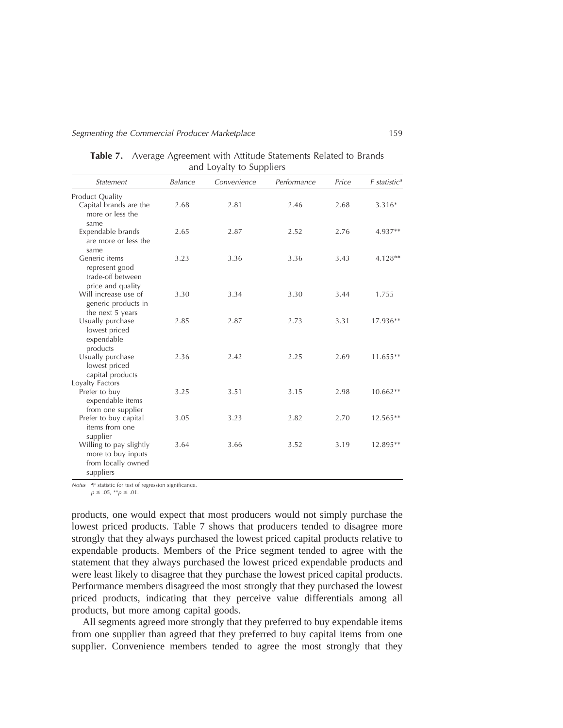**Table 7.** Average Agreement with Attitude Statements Related to Brands and Loyalty to Suppliers

| *Statement* | *Balance* | *Convenience* | *Performance* | *Price* | *F statistic*[a] |
|---|---|---|---|---|---|
| Product Quality | | | | | |
| Capital brands are the more or less the same | 2.68 | 2.81 | 2.46 | 2.68 | 3.316* |
| Expendable brands are more or less the same | 2.65 | 2.87 | 2.52 | 2.76 | 4.937** |
| Generic items represent good trade-off between price and quality | 3.23 | 3.36 | 3.36 | 3.43 | 4.128** |
| Will increase use of generic products in the next 5 years | 3.30 | 3.34 | 3.30 | 3.44 | 1.755 |
| Usually purchase lowest priced expendable products | 2.85 | 2.87 | 2.73 | 3.31 | 17.936** |
| Usually purchase lowest priced capital products | 2.36 | 2.42 | 2.25 | 2.69 | 11.655** |
| Loyalty Factors | | | | | |
| Prefer to buy expendable items from one supplier | 3.25 | 3.51 | 3.15 | 2.98 | 10.662** |
| Prefer to buy capital items from one supplier | 3.05 | 3.23 | 2.82 | 2.70 | 12.565** |
| Willing to pay slightly more to buy inputs from locally owned suppliers | 3.64 | 3.66 | 3.52 | 3.19 | 12.895** |

*Notes* [a]F statistic for test of regression significance.
$p \leq .05$, $^{**}p \leq .01$.

products, one would expect that most producers would not simply purchase the lowest priced products. Table 7 shows that producers tended to disagree more strongly that they always purchased the lowest priced capital products relative to expendable products. Members of the Price segment tended to agree with the statement that they always purchased the lowest priced expendable products and were least likely to disagree that they purchase the lowest priced capital products. Performance members disagreed the most strongly that they purchased the lowest priced products, indicating that they perceive value differentials among all products, but more among capital goods.

All segments agreed more strongly that they preferred to buy expendable items from one supplier than agreed that they preferred to buy capital items from one supplier. Convenience members tended to agree the most strongly that they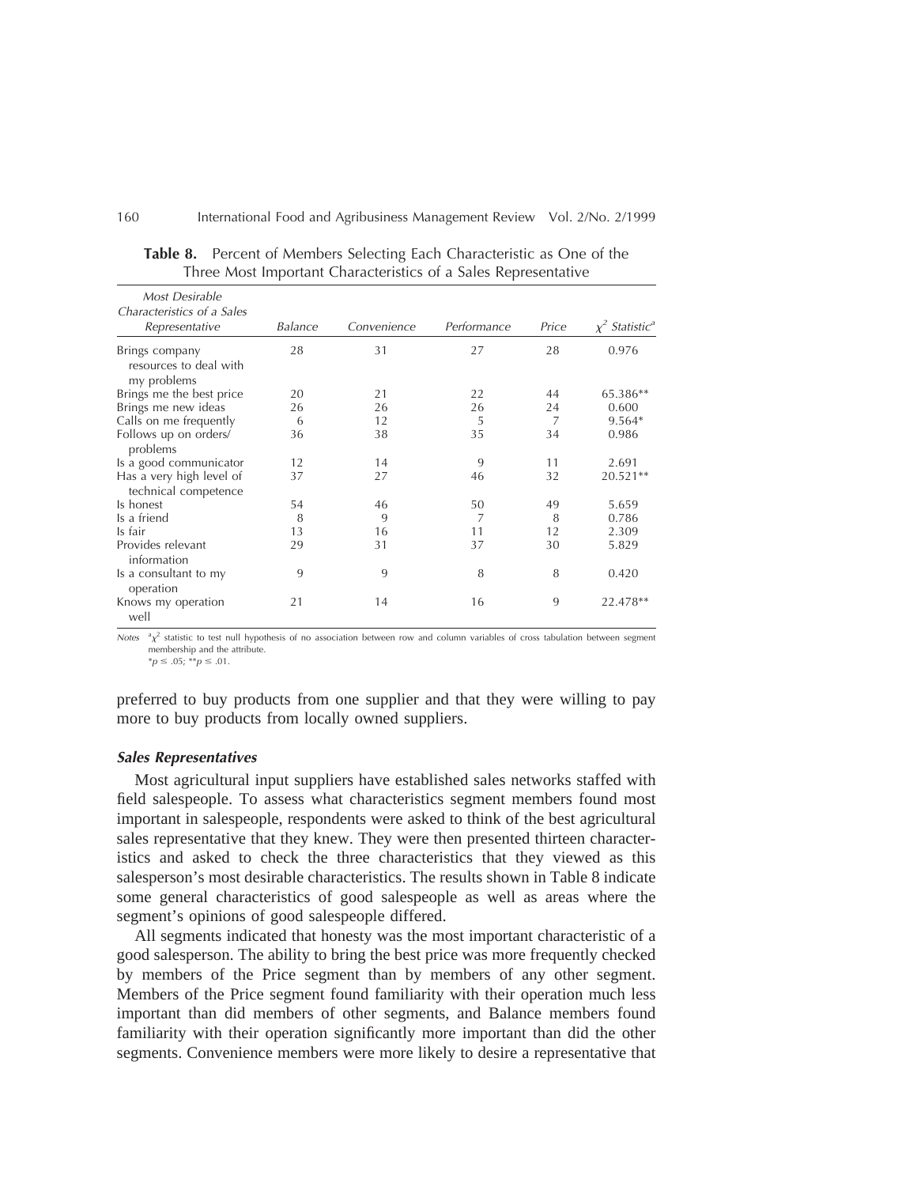**Table 8.** Percent of Members Selecting Each Characteristic as One of the Three Most Important Characteristics of a Sales Representative

| *Most Desirable Characteristics of a Sales Representative* | *Balance* | *Convenience* | *Performance* | *Price* | *$\chi^2$ Statistic*[a] |
|---|---|---|---|---|---|
| Brings company resources to deal with my problems | 28 | 31 | 27 | 28 | 0.976 |
| Brings me the best price | 20 | 21 | 22 | 44 | 65.386** |
| Brings me new ideas | 26 | 26 | 26 | 24 | 0.600 |
| Calls on me frequently | 6 | 12 | 5 | 7 | 9.564* |
| Follows up on orders/ problems | 36 | 38 | 35 | 34 | 0.986 |
| Is a good communicator | 12 | 14 | 9 | 11 | 2.691 |
| Has a very high level of technical competence | 37 | 27 | 46 | 32 | 20.521** |
| Is honest | 54 | 46 | 50 | 49 | 5.659 |
| Is a friend | 8 | 9 | 7 | 8 | 0.786 |
| Is fair | 13 | 16 | 11 | 12 | 2.309 |
| Provides relevant information | 29 | 31 | 37 | 30 | 5.829 |
| Is a consultant to my operation | 9 | 9 | 8 | 8 | 0.420 |
| Knows my operation well | 21 | 14 | 16 | 9 | 22.478** |

*Notes* [a]$\chi^2$ statistic to test null hypothesis of no association between row and column variables of cross tabulation between segment membership and the attribute.
$^*p \leq .05$; $^{**}p \leq .01$.

preferred to buy products from one supplier and that they were willing to pay more to buy products from locally owned suppliers.

### *Sales Representatives*

Most agricultural input suppliers have established sales networks staffed with field salespeople. To assess what characteristics segment members found most important in salespeople, respondents were asked to think of the best agricultural sales representative that they knew. They were then presented thirteen characteristics and asked to check the three characteristics that they viewed as this salesperson's most desirable characteristics. The results shown in Table 8 indicate some general characteristics of good salespeople as well as areas where the segment's opinions of good salespeople differed.

All segments indicated that honesty was the most important characteristic of a good salesperson. The ability to bring the best price was more frequently checked by members of the Price segment than by members of any other segment. Members of the Price segment found familiarity with their operation much less important than did members of other segments, and Balance members found familiarity with their operation significantly more important than did the other segments. Convenience members were more likely to desire a representative that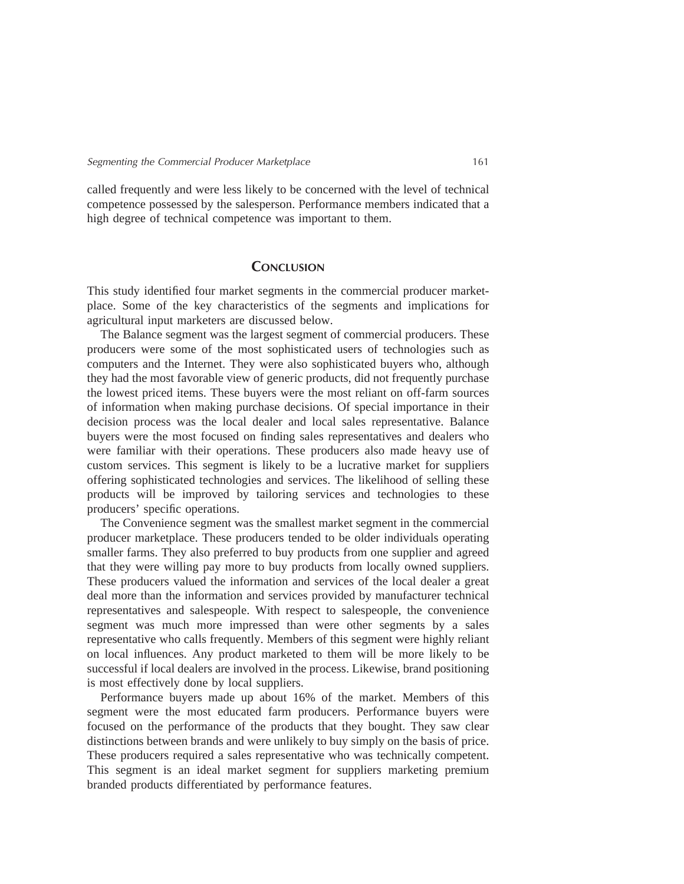called frequently and were less likely to be concerned with the level of technical competence possessed by the salesperson. Performance members indicated that a high degree of technical competence was important to them.

## CONCLUSION

This study identified four market segments in the commercial producer marketplace. Some of the key characteristics of the segments and implications for agricultural input marketers are discussed below.

The Balance segment was the largest segment of commercial producers. These producers were some of the most sophisticated users of technologies such as computers and the Internet. They were also sophisticated buyers who, although they had the most favorable view of generic products, did not frequently purchase the lowest priced items. These buyers were the most reliant on off-farm sources of information when making purchase decisions. Of special importance in their decision process was the local dealer and local sales representative. Balance buyers were the most focused on finding sales representatives and dealers who were familiar with their operations. These producers also made heavy use of custom services. This segment is likely to be a lucrative market for suppliers offering sophisticated technologies and services. The likelihood of selling these products will be improved by tailoring services and technologies to these producers' specific operations.

The Convenience segment was the smallest market segment in the commercial producer marketplace. These producers tended to be older individuals operating smaller farms. They also preferred to buy products from one supplier and agreed that they were willing pay more to buy products from locally owned suppliers. These producers valued the information and services of the local dealer a great deal more than the information and services provided by manufacturer technical representatives and salespeople. With respect to salespeople, the convenience segment was much more impressed than were other segments by a sales representative who calls frequently. Members of this segment were highly reliant on local influences. Any product marketed to them will be more likely to be successful if local dealers are involved in the process. Likewise, brand positioning is most effectively done by local suppliers.

Performance buyers made up about 16% of the market. Members of this segment were the most educated farm producers. Performance buyers were focused on the performance of the products that they bought. They saw clear distinctions between brands and were unlikely to buy simply on the basis of price. These producers required a sales representative who was technically competent. This segment is an ideal market segment for suppliers marketing premium branded products differentiated by performance features.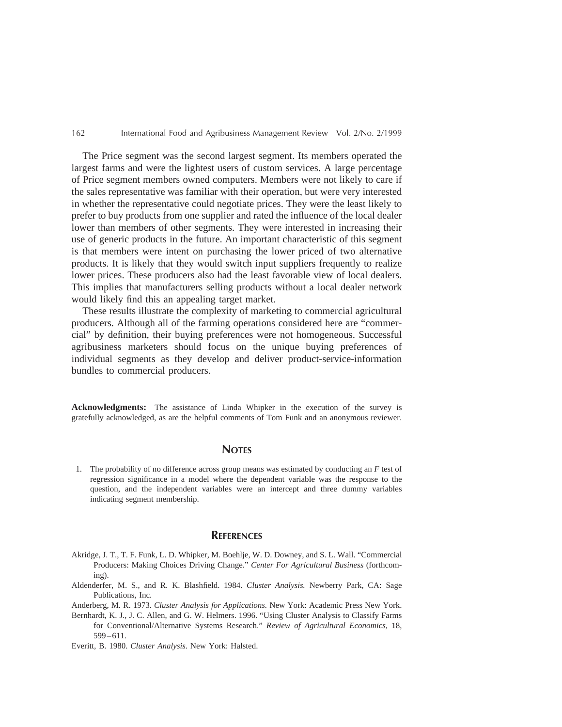The Price segment was the second largest segment. Its members operated the largest farms and were the lightest users of custom services. A large percentage of Price segment members owned computers. Members were not likely to care if the sales representative was familiar with their operation, but were very interested in whether the representative could negotiate prices. They were the least likely to prefer to buy products from one supplier and rated the influence of the local dealer lower than members of other segments. They were interested in increasing their use of generic products in the future. An important characteristic of this segment is that members were intent on purchasing the lower priced of two alternative products. It is likely that they would switch input suppliers frequently to realize lower prices. These producers also had the least favorable view of local dealers. This implies that manufacturers selling products without a local dealer network would likely find this an appealing target market.

These results illustrate the complexity of marketing to commercial agricultural producers. Although all of the farming operations considered here are "commercial" by definition, their buying preferences were not homogeneous. Successful agribusiness marketers should focus on the unique buying preferences of individual segments as they develop and deliver product-service-information bundles to commercial producers.

**Acknowledgments:** The assistance of Linda Whipker in the execution of the survey is gratefully acknowledged, as are the helpful comments of Tom Funk and an anonymous reviewer.

## Notes

1. The probability of no difference across group means was estimated by conducting an *F* test of regression significance in a model where the dependent variable was the response to the question, and the independent variables were an intercept and three dummy variables indicating segment membership.

## References

Akridge, J. T., T. F. Funk, L. D. Whipker, M. Boehlje, W. D. Downey, and S. L. Wall. "Commercial Producers: Making Choices Driving Change." *Center For Agricultural Business* (forthcoming).

Aldenderfer, M. S., and R. K. Blashfield. 1984. *Cluster Analysis.* Newberry Park, CA: Sage Publications, Inc.

Anderberg, M. R. 1973. *Cluster Analysis for Applications.* New York: Academic Press New York.

Bernhardt, K. J., J. C. Allen, and G. W. Helmers. 1996. "Using Cluster Analysis to Classify Farms for Conventional/Alternative Systems Research." *Review of Agricultural Economics,* 18, 599–611.

Everitt, B. 1980. *Cluster Analysis.* New York: Halsted.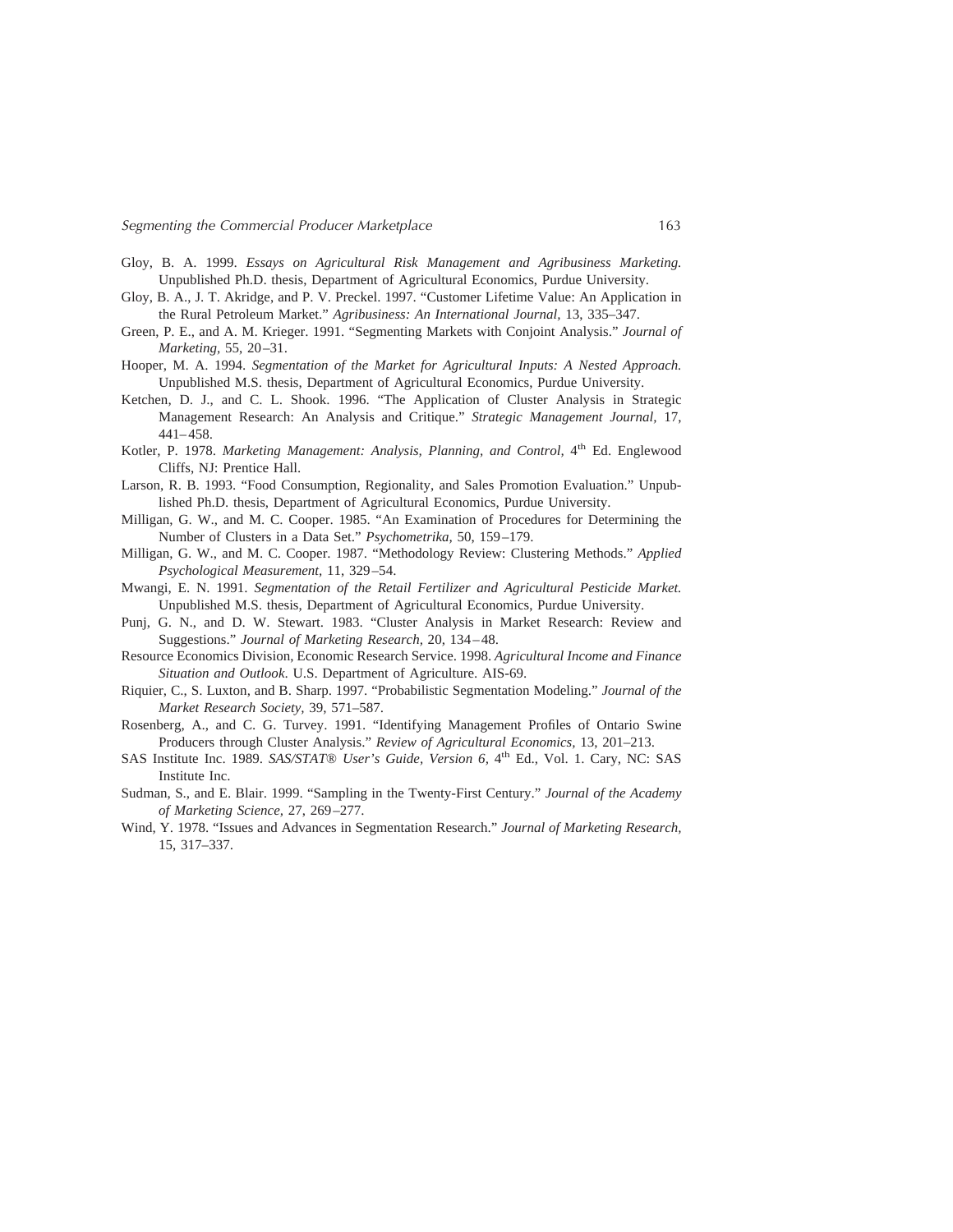Gloy, B. A. 1999. *Essays on Agricultural Risk Management and Agribusiness Marketing.* Unpublished Ph.D. thesis, Department of Agricultural Economics, Purdue University.

Gloy, B. A., J. T. Akridge, and P. V. Preckel. 1997. "Customer Lifetime Value: An Application in the Rural Petroleum Market." *Agribusiness: An International Journal,* 13, 335–347.

Green, P. E., and A. M. Krieger. 1991. "Segmenting Markets with Conjoint Analysis." *Journal of Marketing,* 55, 20–31.

Hooper, M. A. 1994. *Segmentation of the Market for Agricultural Inputs: A Nested Approach.* Unpublished M.S. thesis, Department of Agricultural Economics, Purdue University.

Ketchen, D. J., and C. L. Shook. 1996. "The Application of Cluster Analysis in Strategic Management Research: An Analysis and Critique." *Strategic Management Journal,* 17, 441–458.

Kotler, P. 1978. *Marketing Management: Analysis, Planning, and Control,* 4th Ed. Englewood Cliffs, NJ: Prentice Hall.

Larson, R. B. 1993. "Food Consumption, Regionality, and Sales Promotion Evaluation." Unpublished Ph.D. thesis, Department of Agricultural Economics, Purdue University.

Milligan, G. W., and M. C. Cooper. 1985. "An Examination of Procedures for Determining the Number of Clusters in a Data Set." *Psychometrika,* 50, 159–179.

Milligan, G. W., and M. C. Cooper. 1987. "Methodology Review: Clustering Methods." *Applied Psychological Measurement,* 11, 329–54.

Mwangi, E. N. 1991. *Segmentation of the Retail Fertilizer and Agricultural Pesticide Market.* Unpublished M.S. thesis, Department of Agricultural Economics, Purdue University.

Punj, G. N., and D. W. Stewart. 1983. "Cluster Analysis in Market Research: Review and Suggestions." *Journal of Marketing Research,* 20, 134–48.

Resource Economics Division, Economic Research Service. 1998. *Agricultural Income and Finance Situation and Outlook.* U.S. Department of Agriculture. AIS-69.

Riquier, C., S. Luxton, and B. Sharp. 1997. "Probabilistic Segmentation Modeling." *Journal of the Market Research Society,* 39, 571–587.

Rosenberg, A., and C. G. Turvey. 1991. "Identifying Management Profiles of Ontario Swine Producers through Cluster Analysis." *Review of Agricultural Economics,* 13, 201–213.

SAS Institute Inc. 1989. *SAS/STAT® User's Guide, Version 6,* 4th Ed., Vol. 1. Cary, NC: SAS Institute Inc.

Sudman, S., and E. Blair. 1999. "Sampling in the Twenty-First Century." *Journal of the Academy of Marketing Science,* 27, 269–277.

Wind, Y. 1978. "Issues and Advances in Segmentation Research." *Journal of Marketing Research,* 15, 317–337.